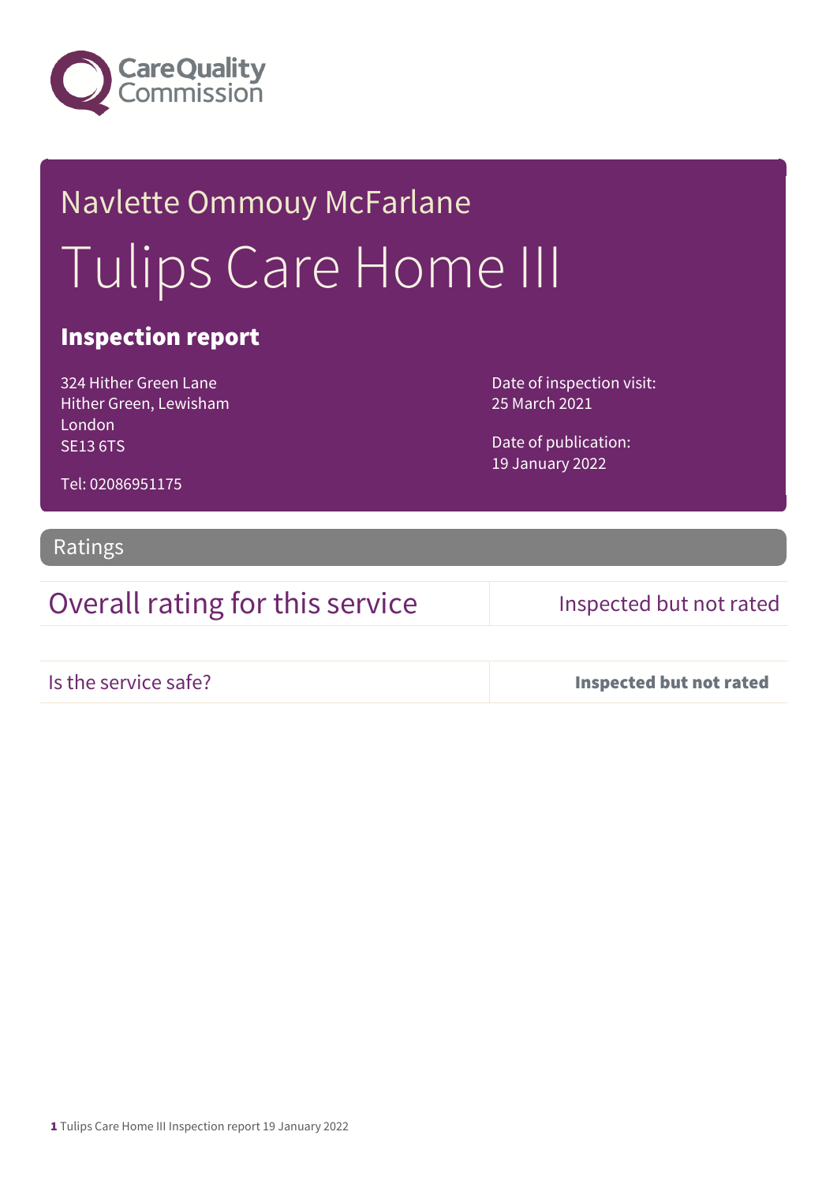Care Quality Commission

# Navlette Ommouy McFarlane

# Tulips Care Home III

## Inspection report

324 Hither Green Lane
Hither Green, Lewisham
London
SE13 6TS

Tel: 02086951175

Date of inspection visit:
25 March 2021

Date of publication:
19 January 2022

## Ratings

| Overall rating for this service | Inspected but not rated |
|---|---|
| Is the service safe? | **Inspected but not rated** |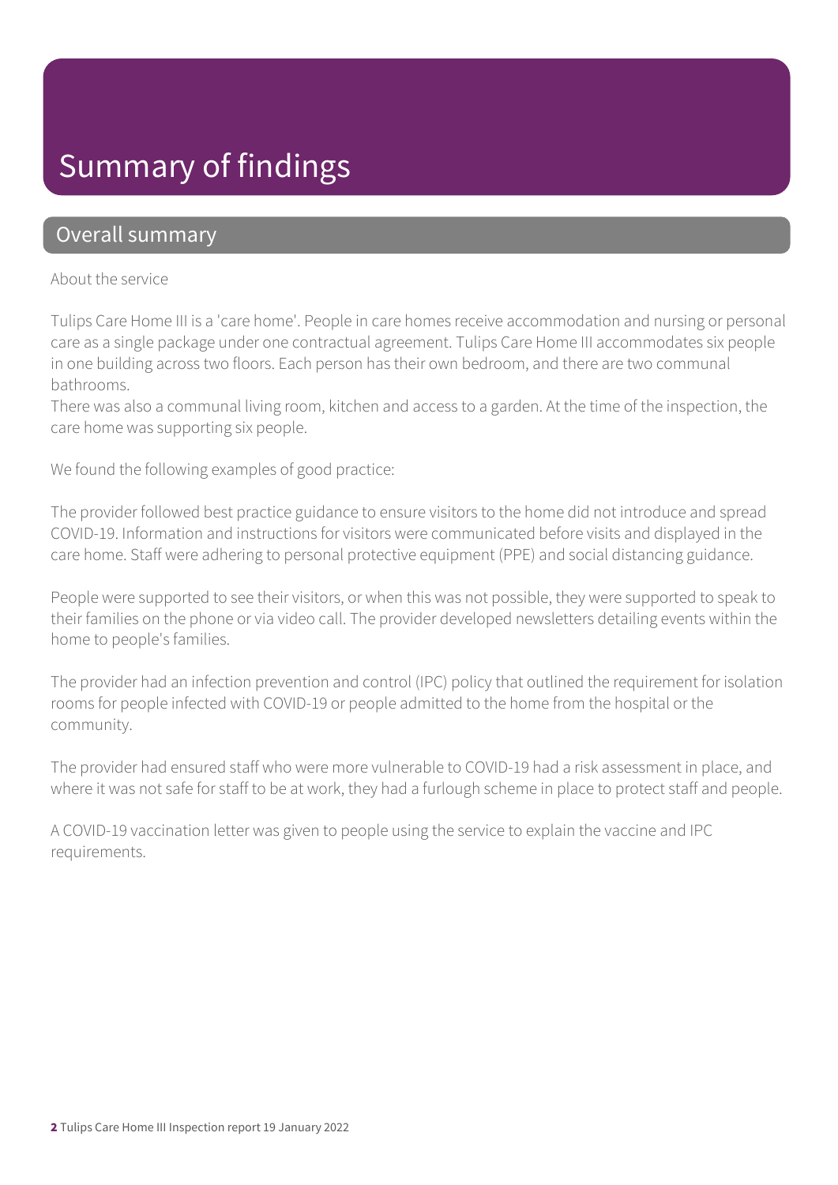# Summary of findings

## Overall summary

About the service

Tulips Care Home III is a 'care home'. People in care homes receive accommodation and nursing or personal care as a single package under one contractual agreement. Tulips Care Home III accommodates six people in one building across two floors. Each person has their own bedroom, and there are two communal bathrooms.
There was also a communal living room, kitchen and access to a garden. At the time of the inspection, the care home was supporting six people.

We found the following examples of good practice:

The provider followed best practice guidance to ensure visitors to the home did not introduce and spread COVID-19. Information and instructions for visitors were communicated before visits and displayed in the care home. Staff were adhering to personal protective equipment (PPE) and social distancing guidance.

People were supported to see their visitors, or when this was not possible, they were supported to speak to their families on the phone or via video call. The provider developed newsletters detailing events within the home to people's families.

The provider had an infection prevention and control (IPC) policy that outlined the requirement for isolation rooms for people infected with COVID-19 or people admitted to the home from the hospital or the community.

The provider had ensured staff who were more vulnerable to COVID-19 had a risk assessment in place, and where it was not safe for staff to be at work, they had a furlough scheme in place to protect staff and people.

A COVID-19 vaccination letter was given to people using the service to explain the vaccine and IPC requirements.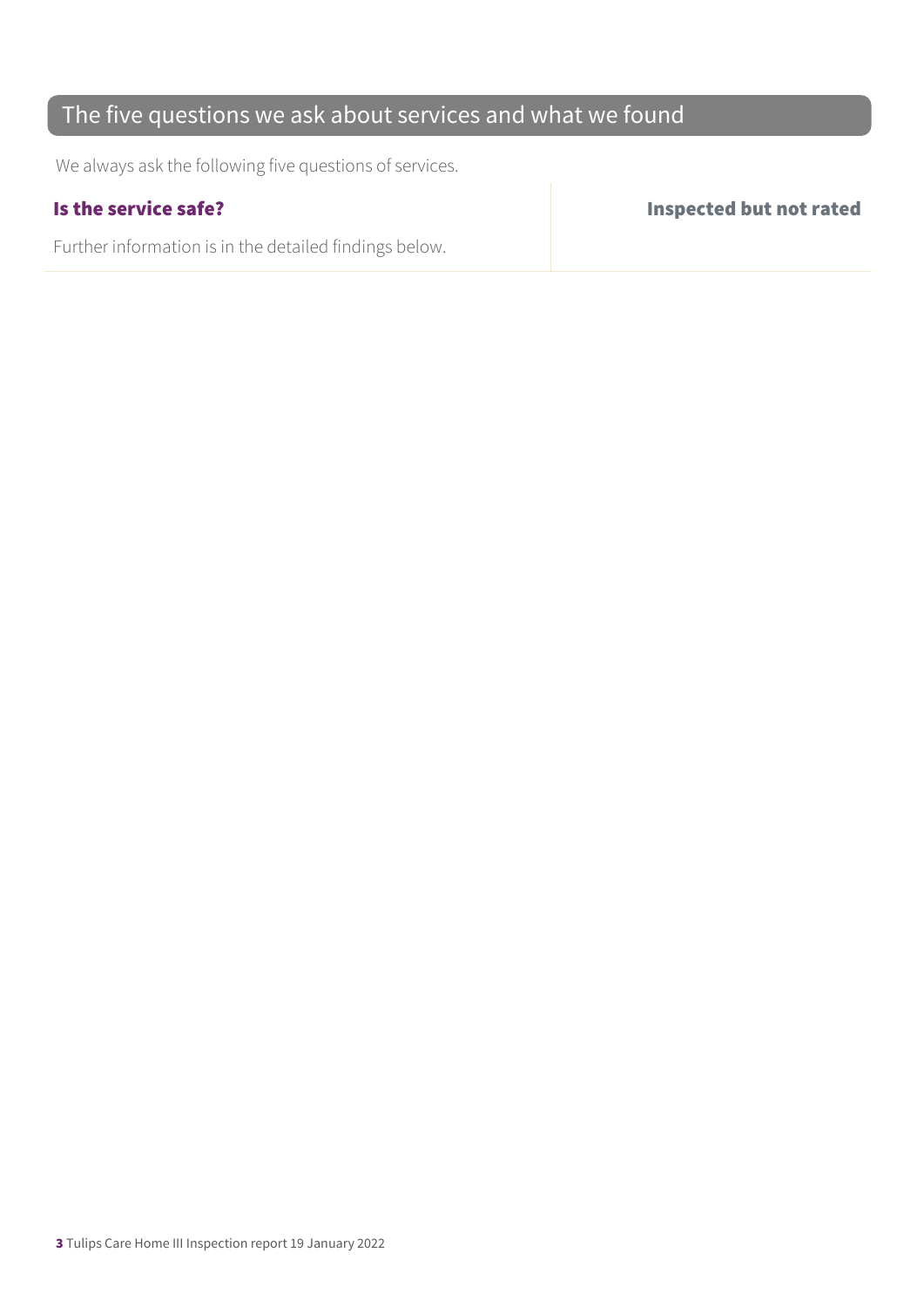## The five questions we ask about services and what we found

We always ask the following five questions of services.

| **Is the service safe?** | **Inspected but not rated** |
|---|---|
| Further information is in the detailed findings below. | |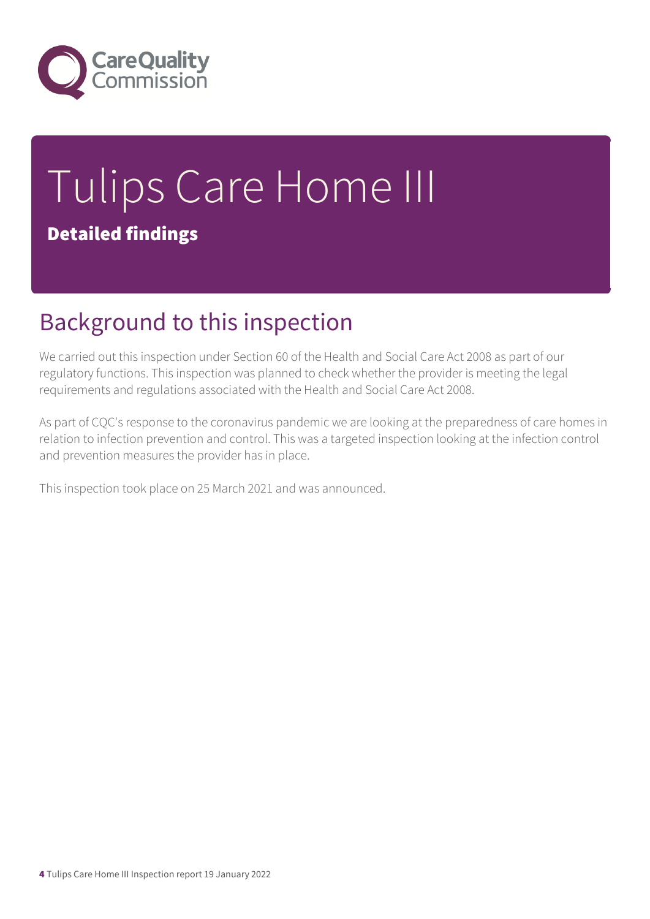# Tulips Care Home III

**Detailed findings**

## Background to this inspection

We carried out this inspection under Section 60 of the Health and Social Care Act 2008 as part of our regulatory functions. This inspection was planned to check whether the provider is meeting the legal requirements and regulations associated with the Health and Social Care Act 2008.

As part of CQC's response to the coronavirus pandemic we are looking at the preparedness of care homes in relation to infection prevention and control. This was a targeted inspection looking at the infection control and prevention measures the provider has in place.

This inspection took place on 25 March 2021 and was announced.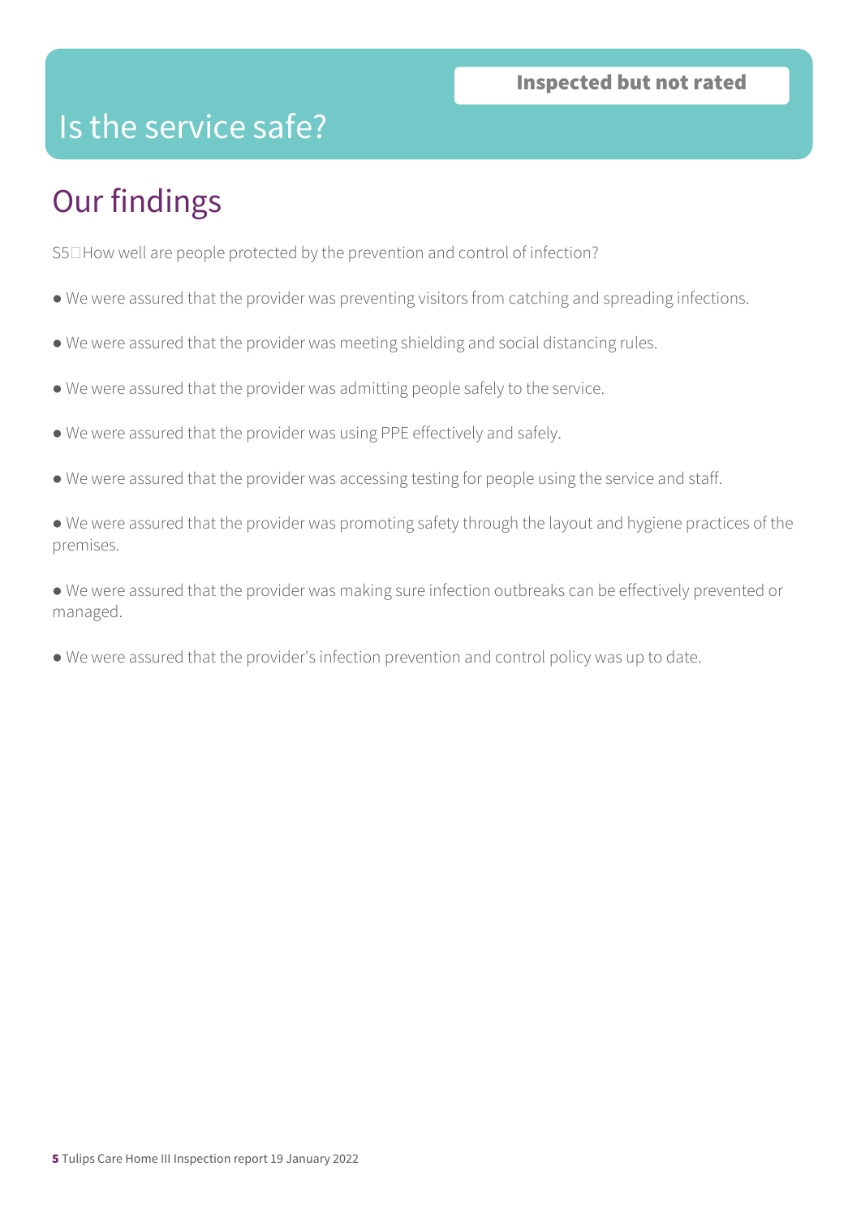# Is the service safe?

Inspected but not rated

## Our findings

S5 How well are people protected by the prevention and control of infection?

- We were assured that the provider was preventing visitors from catching and spreading infections.
- We were assured that the provider was meeting shielding and social distancing rules.
- We were assured that the provider was admitting people safely to the service.
- We were assured that the provider was using PPE effectively and safely.
- We were assured that the provider was accessing testing for people using the service and staff.
- We were assured that the provider was promoting safety through the layout and hygiene practices of the premises.
- We were assured that the provider was making sure infection outbreaks can be effectively prevented or managed.
- We were assured that the provider's infection prevention and control policy was up to date.